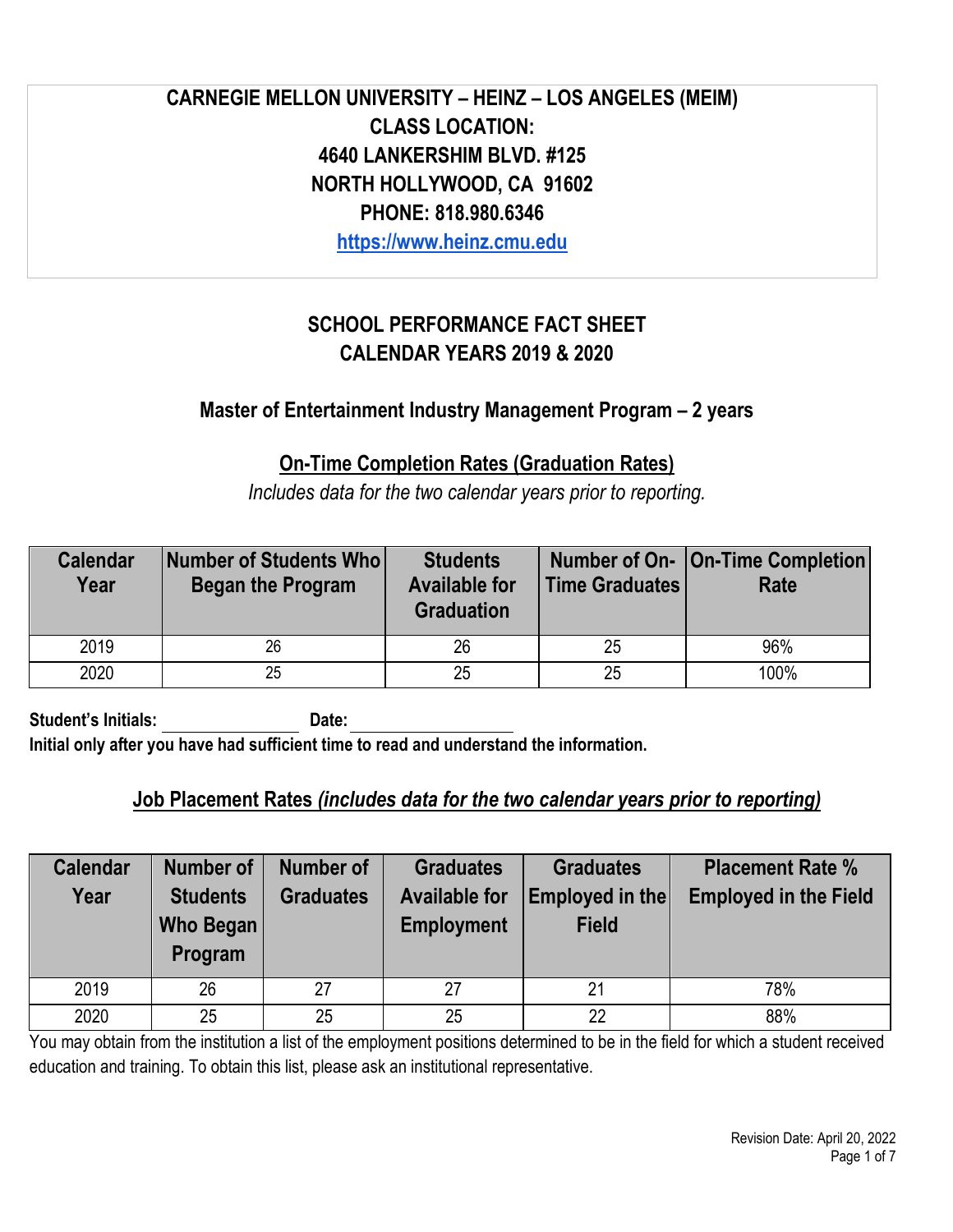**CARNEGIE MELLON UNIVERSITY – HEINZ – LOS ANGELES (MEIM)**
**CLASS LOCATION:**
**4640 LANKERSHIM BLVD. #125**
**NORTH HOLLYWOOD, CA 91602**
**PHONE: 818.980.6346**
**https://www.heinz.cmu.edu**

# SCHOOL PERFORMANCE FACT SHEET
# CALENDAR YEARS 2019 & 2020

## Master of Entertainment Industry Management Program – 2 years

### On-Time Completion Rates (Graduation Rates)

*Includes data for the two calendar years prior to reporting.*

| Calendar Year | Number of Students Who Began the Program | Students Available for Graduation | Number of On-Time Graduates | On-Time Completion Rate |
|---|---|---|---|---|
| 2019 | 26 | 26 | 25 | 96% |
| 2020 | 25 | 25 | 25 | 100% |

**Student's Initials:** \_\_\_\_\_\_\_\_\_\_\_\_ **Date:** \_\_\_\_\_\_\_\_\_\_\_\_

**Initial only after you have had sufficient time to read and understand the information.**

### Job Placement Rates *(includes data for the two calendar years prior to reporting)*

| Calendar Year | Number of Students Who Began Program | Number of Graduates | Graduates Available for Employment | Graduates Employed in the Field | Placement Rate % Employed in the Field |
|---|---|---|---|---|---|
| 2019 | 26 | 27 | 27 | 21 | 78% |
| 2020 | 25 | 25 | 25 | 22 | 88% |

You may obtain from the institution a list of the employment positions determined to be in the field for which a student received education and training. To obtain this list, please ask an institutional representative.

Revision Date: April 20, 2022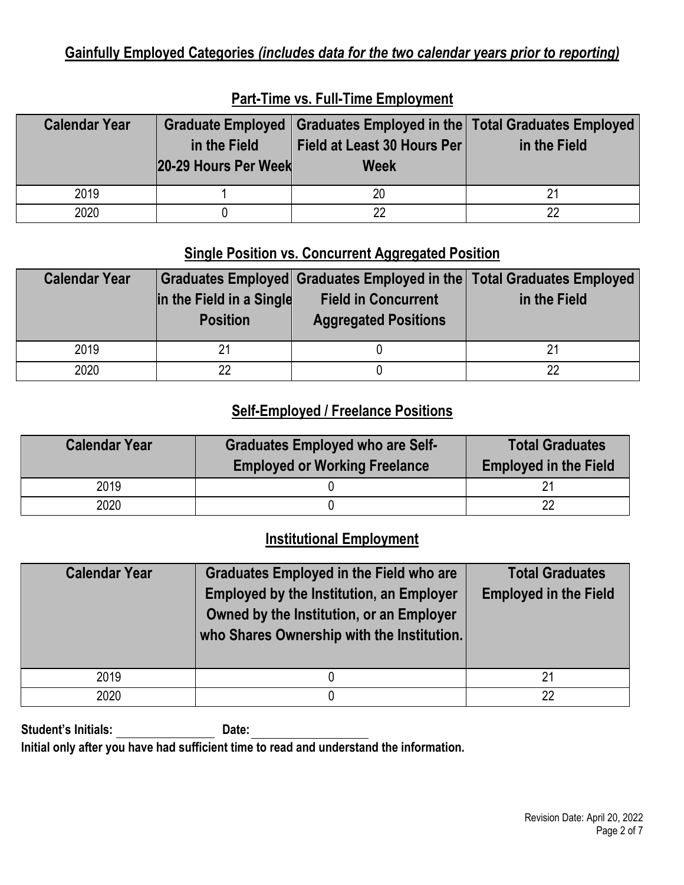## **Gainfully Employed Categories *(includes data for the two calendar years prior to reporting)***

### **Part-Time vs. Full-Time Employment**

| Calendar Year | Graduate Employed in the Field 20-29 Hours Per Week | Graduates Employed in the Field at Least 30 Hours Per Week | Total Graduates Employed in the Field |
|---|---|---|---|
| 2019 | 1 | 20 | 21 |
| 2020 | 0 | 22 | 22 |

### **Single Position vs. Concurrent Aggregated Position**

| Calendar Year | Graduates Employed in the Field in a Single Position | Graduates Employed in the Field in Concurrent Aggregated Positions | Total Graduates Employed in the Field |
|---|---|---|---|
| 2019 | 21 | 0 | 21 |
| 2020 | 22 | 0 | 22 |

### **Self-Employed / Freelance Positions**

| Calendar Year | Graduates Employed who are Self-Employed or Working Freelance | Total Graduates Employed in the Field |
|---|---|---|
| 2019 | 0 | 21 |
| 2020 | 0 | 22 |

### **Institutional Employment**

| Calendar Year | Graduates Employed in the Field who are Employed by the Institution, an Employer Owned by the Institution, or an Employer who Shares Ownership with the Institution. | Total Graduates Employed in the Field |
|---|---|---|
| 2019 | 0 | 21 |
| 2020 | 0 | 22 |

**Student's Initials:** ________________ **Date:** ___________________

**Initial only after you have had sufficient time to read and understand the information.**

Revision Date: April 20, 2022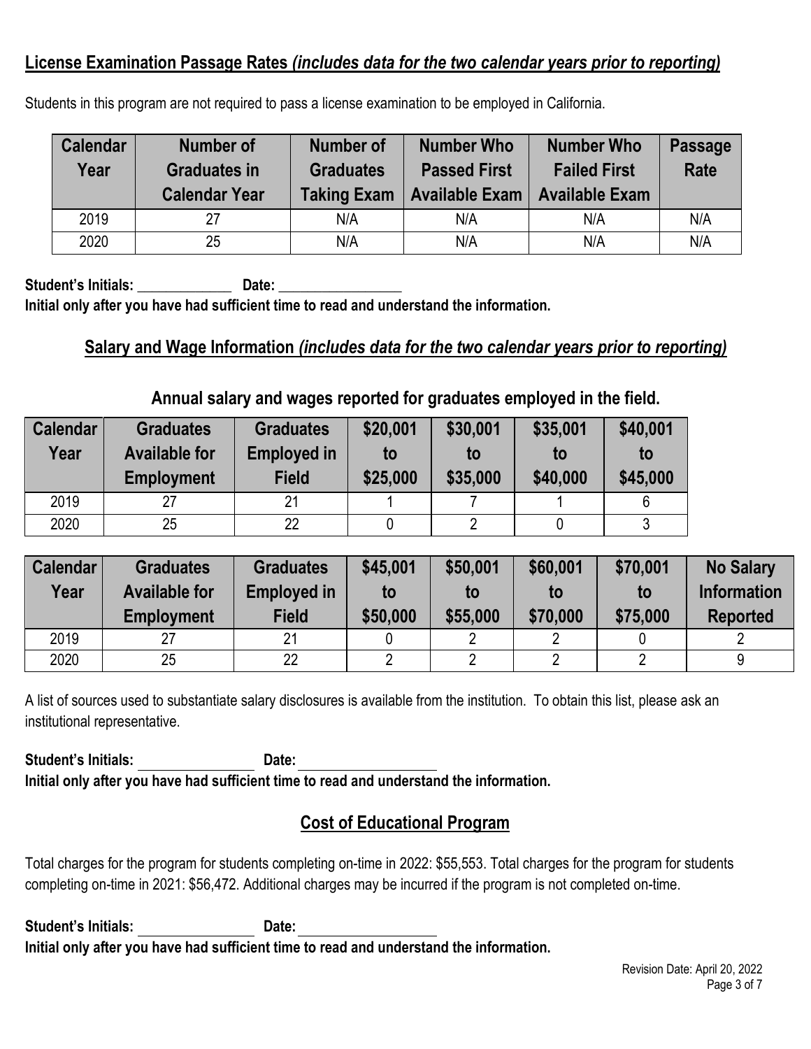## License Examination Passage Rates *(includes data for the two calendar years prior to reporting)*

Students in this program are not required to pass a license examination to be employed in California.

| Calendar Year | Number of Graduates in Calendar Year | Number of Graduates Taking Exam | Number Who Passed First Available Exam | Number Who Failed First Available Exam | Passage Rate |
|---|---|---|---|---|---|
| 2019 | 27 | N/A | N/A | N/A | N/A |
| 2020 | 25 | N/A | N/A | N/A | N/A |

**Student's Initials: _____________ Date: ________________**
**Initial only after you have had sufficient time to read and understand the information.**

## Salary and Wage Information *(includes data for the two calendar years prior to reporting)*

### Annual salary and wages reported for graduates employed in the field.

| Calendar Year | Graduates Available for Employment | Graduates Employed in Field | \$20,001 to \$25,000 | \$30,001 to \$35,000 | \$35,001 to \$40,000 | \$40,001 to \$45,000 |
|---|---|---|---|---|---|---|
| 2019 | 27 | 21 | 1 | 7 | 1 | 6 |
| 2020 | 25 | 22 | 0 | 2 | 0 | 3 |

| Calendar Year | Graduates Available for Employment | Graduates Employed in Field | \$45,001 to \$50,000 | \$50,001 to \$55,000 | \$60,001 to \$70,000 | \$70,001 to \$75,000 | No Salary Information Reported |
|---|---|---|---|---|---|---|---|
| 2019 | 27 | 21 | 0 | 2 | 2 | 0 | 2 |
| 2020 | 25 | 22 | 2 | 2 | 2 | 2 | 9 |

A list of sources used to substantiate salary disclosures is available from the institution. To obtain this list, please ask an institutional representative.

**Student's Initials: _______________ Date: __________________**
**Initial only after you have had sufficient time to read and understand the information.**

## Cost of Educational Program

Total charges for the program for students completing on-time in 2022: \$55,553. Total charges for the program for students completing on-time in 2021: \$56,472. Additional charges may be incurred if the program is not completed on-time.

**Student's Initials: _______________ Date: __________________**
**Initial only after you have had sufficient time to read and understand the information.**

Revision Date: April 20, 2022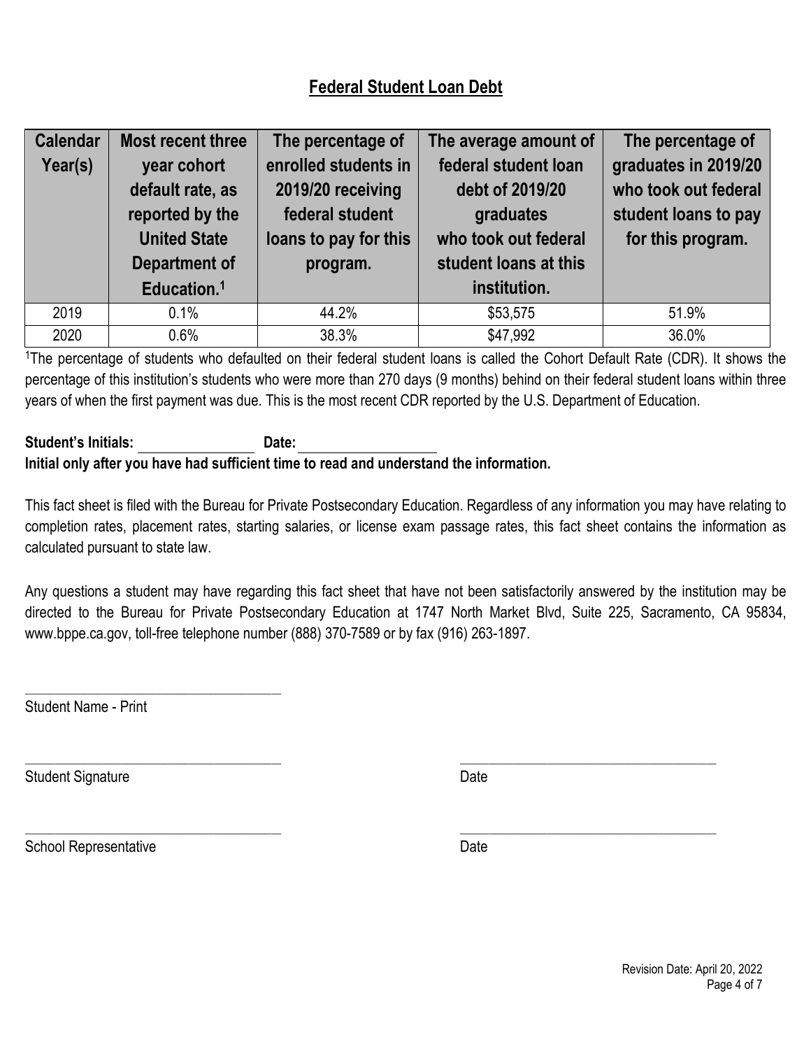## Federal Student Loan Debt

| Calendar Year(s) | Most recent three year cohort default rate, as reported by the United State Department of Education.[1] | The percentage of enrolled students in 2019/20 receiving federal student loans to pay for this program. | The average amount of federal student loan debt of 2019/20 graduates who took out federal student loans at this institution. | The percentage of graduates in 2019/20 who took out federal student loans to pay for this program. |
|---|---|---|---|---|
| 2019 | 0.1% | 44.2% | $53,575 | 51.9% |
| 2020 | 0.6% | 38.3% | $47,992 | 36.0% |

[1]The percentage of students who defaulted on their federal student loans is called the Cohort Default Rate (CDR). It shows the percentage of this institution's students who were more than 270 days (9 months) behind on their federal student loans within three years of when the first payment was due. This is the most recent CDR reported by the U.S. Department of Education.

**Student's Initials:** \_\_\_\_\_\_\_\_\_\_\_\_ **Date:** \_\_\_\_\_\_\_\_\_\_\_\_

**Initial only after you have had sufficient time to read and understand the information.**

This fact sheet is filed with the Bureau for Private Postsecondary Education. Regardless of any information you may have relating to completion rates, placement rates, starting salaries, or license exam passage rates, this fact sheet contains the information as calculated pursuant to state law.

Any questions a student may have regarding this fact sheet that have not been satisfactorily answered by the institution may be directed to the Bureau for Private Postsecondary Education at 1747 North Market Blvd, Suite 225, Sacramento, CA 95834, www.bppe.ca.gov, toll-free telephone number (888) 370-7589 or by fax (916) 263-1897.

\_\_\_\_\_\_\_\_\_\_\_\_\_\_\_\_\_\_\_\_\_\_\_\_\_\_\_\_

Student Name - Print

\_\_\_\_\_\_\_\_\_\_\_\_\_\_\_\_\_\_\_\_\_\_\_\_\_\_\_\_ \_\_\_\_\_\_\_\_\_\_\_\_\_\_\_\_\_\_\_\_\_\_\_\_\_\_\_\_

Student Signature Date

\_\_\_\_\_\_\_\_\_\_\_\_\_\_\_\_\_\_\_\_\_\_\_\_\_\_\_\_ \_\_\_\_\_\_\_\_\_\_\_\_\_\_\_\_\_\_\_\_\_\_\_\_\_\_\_\_

School Representative Date

Revision Date: April 20, 2022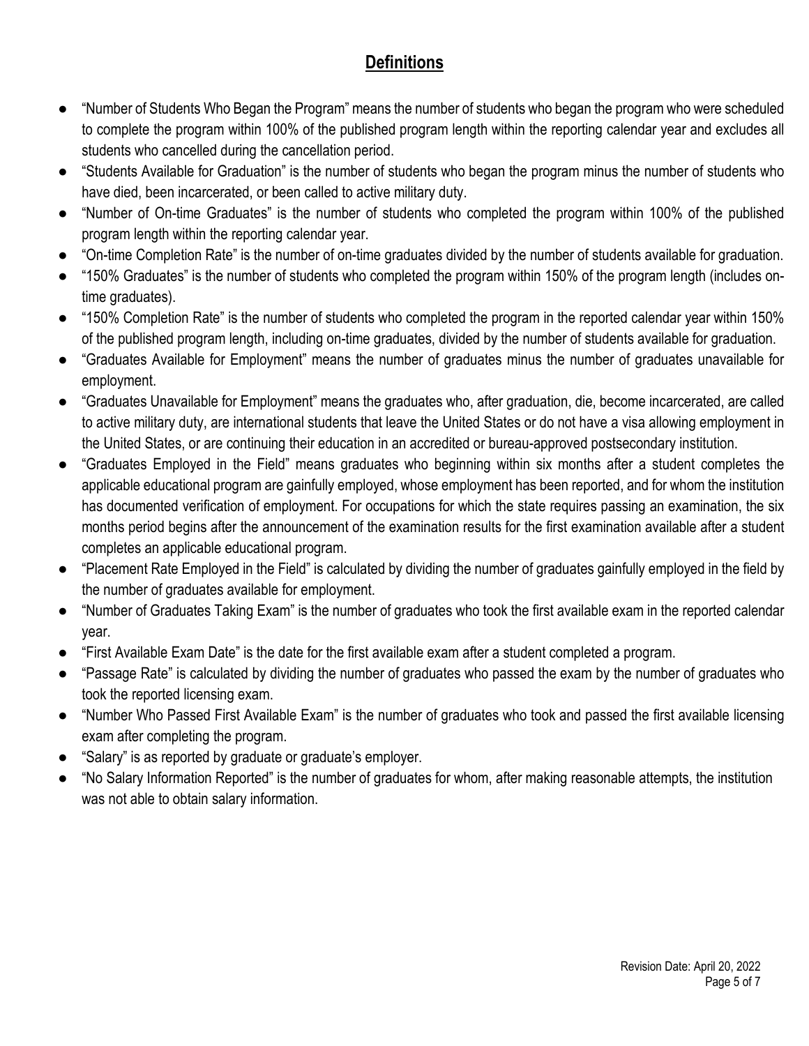## Definitions

- "Number of Students Who Began the Program" means the number of students who began the program who were scheduled to complete the program within 100% of the published program length within the reporting calendar year and excludes all students who cancelled during the cancellation period.
- "Students Available for Graduation" is the number of students who began the program minus the number of students who have died, been incarcerated, or been called to active military duty.
- "Number of On-time Graduates" is the number of students who completed the program within 100% of the published program length within the reporting calendar year.
- "On-time Completion Rate" is the number of on-time graduates divided by the number of students available for graduation.
- "150% Graduates" is the number of students who completed the program within 150% of the program length (includes on-time graduates).
- "150% Completion Rate" is the number of students who completed the program in the reported calendar year within 150% of the published program length, including on-time graduates, divided by the number of students available for graduation.
- "Graduates Available for Employment" means the number of graduates minus the number of graduates unavailable for employment.
- "Graduates Unavailable for Employment" means the graduates who, after graduation, die, become incarcerated, are called to active military duty, are international students that leave the United States or do not have a visa allowing employment in the United States, or are continuing their education in an accredited or bureau-approved postsecondary institution.
- "Graduates Employed in the Field" means graduates who beginning within six months after a student completes the applicable educational program are gainfully employed, whose employment has been reported, and for whom the institution has documented verification of employment. For occupations for which the state requires passing an examination, the six months period begins after the announcement of the examination results for the first examination available after a student completes an applicable educational program.
- "Placement Rate Employed in the Field" is calculated by dividing the number of graduates gainfully employed in the field by the number of graduates available for employment.
- "Number of Graduates Taking Exam" is the number of graduates who took the first available exam in the reported calendar year.
- "First Available Exam Date" is the date for the first available exam after a student completed a program.
- "Passage Rate" is calculated by dividing the number of graduates who passed the exam by the number of graduates who took the reported licensing exam.
- "Number Who Passed First Available Exam" is the number of graduates who took and passed the first available licensing exam after completing the program.
- "Salary" is as reported by graduate or graduate's employer.
- "No Salary Information Reported" is the number of graduates for whom, after making reasonable attempts, the institution was not able to obtain salary information.

Revision Date: April 20, 2022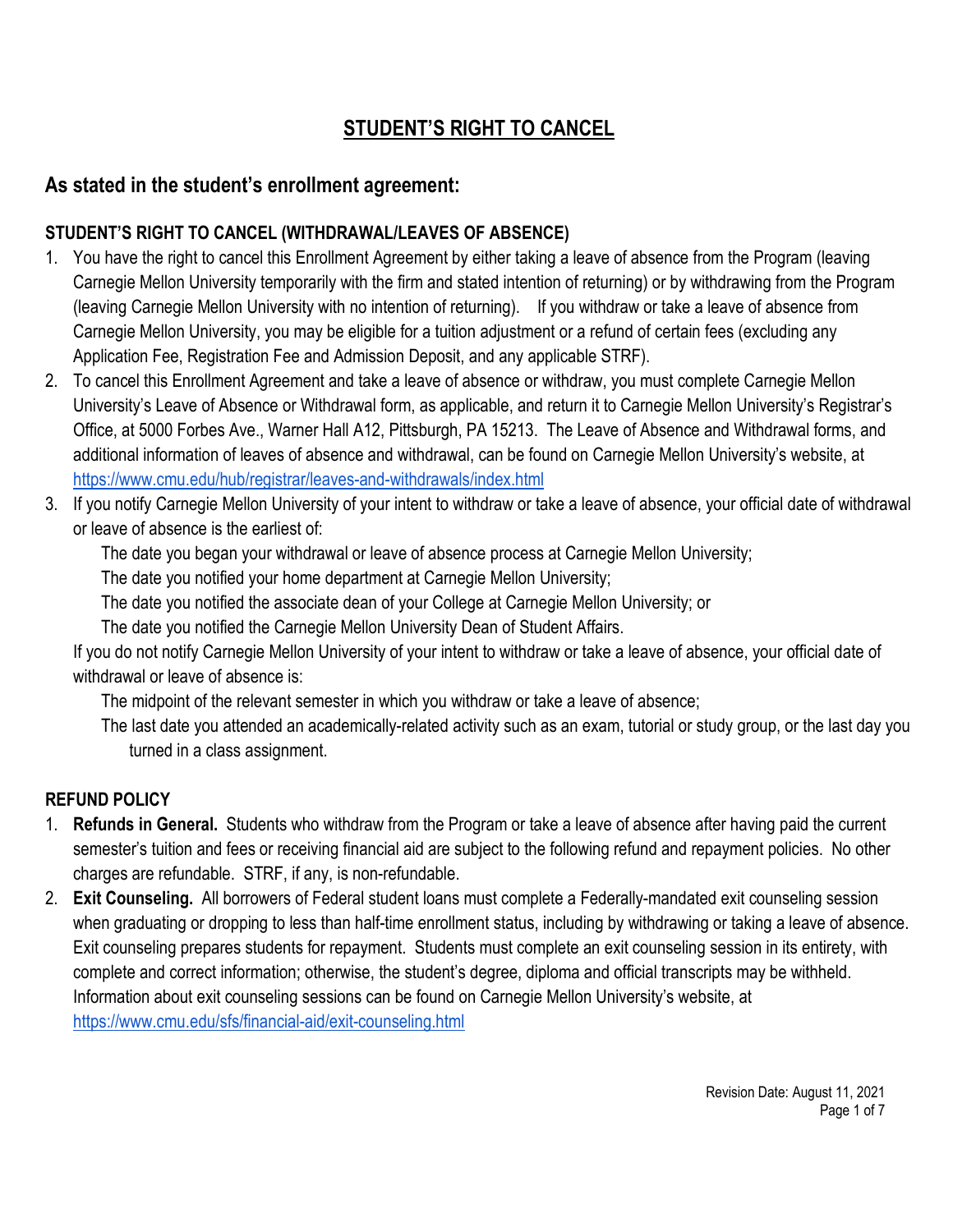# STUDENT'S RIGHT TO CANCEL

## As stated in the student's enrollment agreement:

### STUDENT'S RIGHT TO CANCEL (WITHDRAWAL/LEAVES OF ABSENCE)

1. You have the right to cancel this Enrollment Agreement by either taking a leave of absence from the Program (leaving Carnegie Mellon University temporarily with the firm and stated intention of returning) or by withdrawing from the Program (leaving Carnegie Mellon University with no intention of returning). If you withdraw or take a leave of absence from Carnegie Mellon University, you may be eligible for a tuition adjustment or a refund of certain fees (excluding any Application Fee, Registration Fee and Admission Deposit, and any applicable STRF).
2. To cancel this Enrollment Agreement and take a leave of absence or withdraw, you must complete Carnegie Mellon University's Leave of Absence or Withdrawal form, as applicable, and return it to Carnegie Mellon University's Registrar's Office, at 5000 Forbes Ave., Warner Hall A12, Pittsburgh, PA 15213. The Leave of Absence and Withdrawal forms, and additional information of leaves of absence and withdrawal, can be found on Carnegie Mellon University's website, at https://www.cmu.edu/hub/registrar/leaves-and-withdrawals/index.html
3. If you notify Carnegie Mellon University of your intent to withdraw or take a leave of absence, your official date of withdrawal or leave of absence is the earliest of:
   - The date you began your withdrawal or leave of absence process at Carnegie Mellon University;
   - The date you notified your home department at Carnegie Mellon University;
   - The date you notified the associate dean of your College at Carnegie Mellon University; or
   - The date you notified the Carnegie Mellon University Dean of Student Affairs.

   If you do not notify Carnegie Mellon University of your intent to withdraw or take a leave of absence, your official date of withdrawal or leave of absence is:
   - The midpoint of the relevant semester in which you withdraw or take a leave of absence;
   - The last date you attended an academically-related activity such as an exam, tutorial or study group, or the last day you turned in a class assignment.

### REFUND POLICY

1. **Refunds in General.** Students who withdraw from the Program or take a leave of absence after having paid the current semester's tuition and fees or receiving financial aid are subject to the following refund and repayment policies. No other charges are refundable. STRF, if any, is non-refundable.
2. **Exit Counseling.** All borrowers of Federal student loans must complete a Federally-mandated exit counseling session when graduating or dropping to less than half-time enrollment status, including by withdrawing or taking a leave of absence. Exit counseling prepares students for repayment. Students must complete an exit counseling session in its entirety, with complete and correct information; otherwise, the student's degree, diploma and official transcripts may be withheld. Information about exit counseling sessions can be found on Carnegie Mellon University's website, at https://www.cmu.edu/sfs/financial-aid/exit-counseling.html

Revision Date: August 11, 2021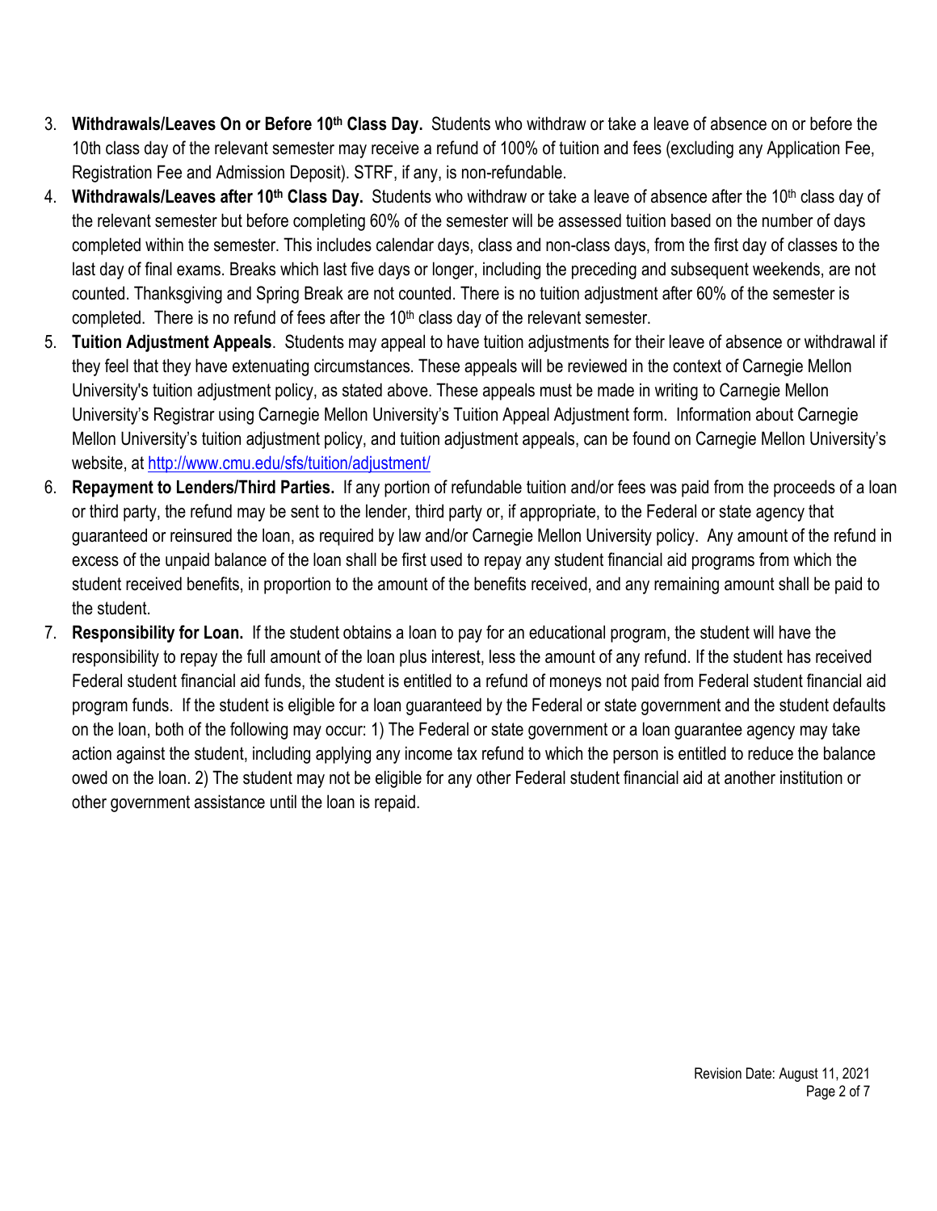3. **Withdrawals/Leaves On or Before 10th Class Day.** Students who withdraw or take a leave of absence on or before the 10th class day of the relevant semester may receive a refund of 100% of tuition and fees (excluding any Application Fee, Registration Fee and Admission Deposit). STRF, if any, is non-refundable.
4. **Withdrawals/Leaves after 10th Class Day.** Students who withdraw or take a leave of absence after the 10th class day of the relevant semester but before completing 60% of the semester will be assessed tuition based on the number of days completed within the semester. This includes calendar days, class and non-class days, from the first day of classes to the last day of final exams. Breaks which last five days or longer, including the preceding and subsequent weekends, are not counted. Thanksgiving and Spring Break are not counted. There is no tuition adjustment after 60% of the semester is completed. There is no refund of fees after the 10th class day of the relevant semester.
5. **Tuition Adjustment Appeals**. Students may appeal to have tuition adjustments for their leave of absence or withdrawal if they feel that they have extenuating circumstances. These appeals will be reviewed in the context of Carnegie Mellon University's tuition adjustment policy, as stated above. These appeals must be made in writing to Carnegie Mellon University's Registrar using Carnegie Mellon University's Tuition Appeal Adjustment form. Information about Carnegie Mellon University's tuition adjustment policy, and tuition adjustment appeals, can be found on Carnegie Mellon University's website, at http://www.cmu.edu/sfs/tuition/adjustment/
6. **Repayment to Lenders/Third Parties.** If any portion of refundable tuition and/or fees was paid from the proceeds of a loan or third party, the refund may be sent to the lender, third party or, if appropriate, to the Federal or state agency that guaranteed or reinsured the loan, as required by law and/or Carnegie Mellon University policy. Any amount of the refund in excess of the unpaid balance of the loan shall be first used to repay any student financial aid programs from which the student received benefits, in proportion to the amount of the benefits received, and any remaining amount shall be paid to the student.
7. **Responsibility for Loan.** If the student obtains a loan to pay for an educational program, the student will have the responsibility to repay the full amount of the loan plus interest, less the amount of any refund. If the student has received Federal student financial aid funds, the student is entitled to a refund of moneys not paid from Federal student financial aid program funds. If the student is eligible for a loan guaranteed by the Federal or state government and the student defaults on the loan, both of the following may occur: 1) The Federal or state government or a loan guarantee agency may take action against the student, including applying any income tax refund to which the person is entitled to reduce the balance owed on the loan. 2) The student may not be eligible for any other Federal student financial aid at another institution or other government assistance until the loan is repaid.

Revision Date: August 11, 2021